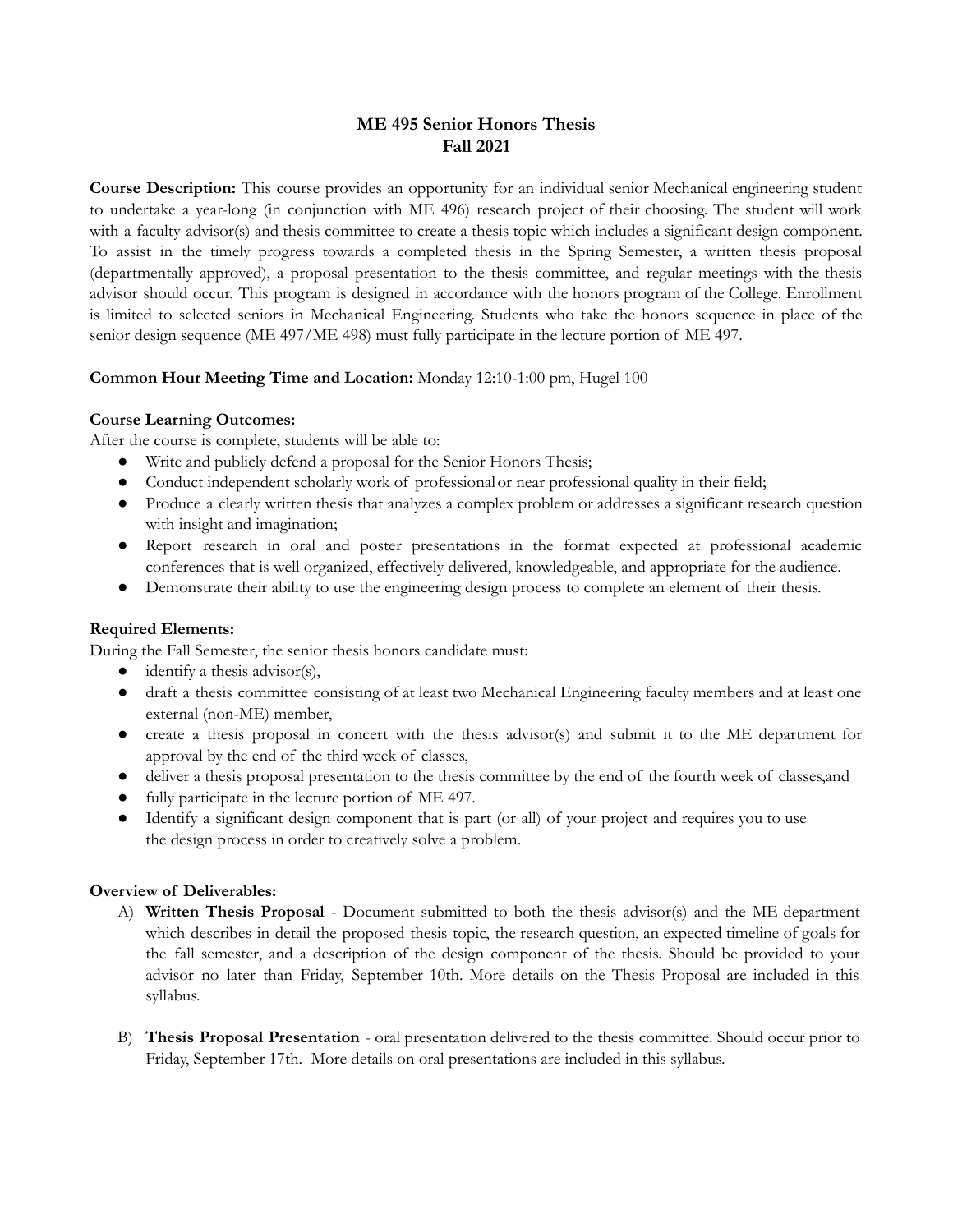# ME 495 Senior Honors Thesis
## Fall 2021

**Course Description:** This course provides an opportunity for an individual senior Mechanical engineering student to undertake a year-long (in conjunction with ME 496) research project of their choosing. The student will work with a faculty advisor(s) and thesis committee to create a thesis topic which includes a significant design component. To assist in the timely progress towards a completed thesis in the Spring Semester, a written thesis proposal (departmentally approved), a proposal presentation to the thesis committee, and regular meetings with the thesis advisor should occur. This program is designed in accordance with the honors program of the College. Enrollment is limited to selected seniors in Mechanical Engineering. Students who take the honors sequence in place of the senior design sequence (ME 497/ME 498) must fully participate in the lecture portion of ME 497.

**Common Hour Meeting Time and Location:** Monday 12:10-1:00 pm, Hugel 100

**Course Learning Outcomes:**

After the course is complete, students will be able to:

- Write and publicly defend a proposal for the Senior Honors Thesis;
- Conduct independent scholarly work of professional or near professional quality in their field;
- Produce a clearly written thesis that analyzes a complex problem or addresses a significant research question with insight and imagination;
- Report research in oral and poster presentations in the format expected at professional academic conferences that is well organized, effectively delivered, knowledgeable, and appropriate for the audience.
- Demonstrate their ability to use the engineering design process to complete an element of their thesis.

**Required Elements:**

During the Fall Semester, the senior thesis honors candidate must:

- identify a thesis advisor(s),
- draft a thesis committee consisting of at least two Mechanical Engineering faculty members and at least one external (non-ME) member,
- create a thesis proposal in concert with the thesis advisor(s) and submit it to the ME department for approval by the end of the third week of classes,
- deliver a thesis proposal presentation to the thesis committee by the end of the fourth week of classes,and
- fully participate in the lecture portion of ME 497.
- Identify a significant design component that is part (or all) of your project and requires you to use the design process in order to creatively solve a problem.

**Overview of Deliverables:**

A) **Written Thesis Proposal** - Document submitted to both the thesis advisor(s) and the ME department which describes in detail the proposed thesis topic, the research question, an expected timeline of goals for the fall semester, and a description of the design component of the thesis. Should be provided to your advisor no later than Friday, September 10th. More details on the Thesis Proposal are included in this syllabus.

B) **Thesis Proposal Presentation** - oral presentation delivered to the thesis committee. Should occur prior to Friday, September 17th. More details on oral presentations are included in this syllabus.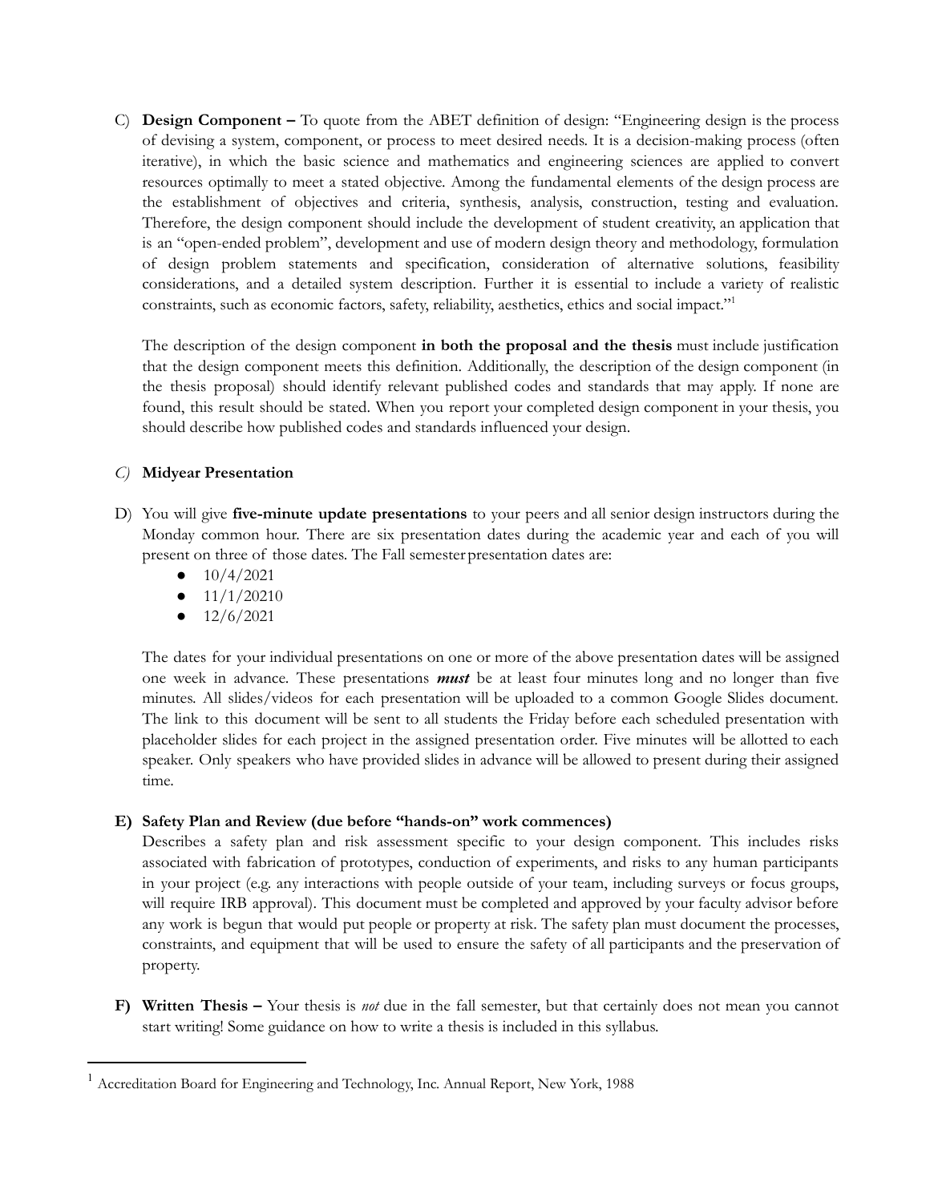C) **Design Component –** To quote from the ABET definition of design: "Engineering design is the process of devising a system, component, or process to meet desired needs. It is a decision-making process (often iterative), in which the basic science and mathematics and engineering sciences are applied to convert resources optimally to meet a stated objective. Among the fundamental elements of the design process are the establishment of objectives and criteria, synthesis, analysis, construction, testing and evaluation. Therefore, the design component should include the development of student creativity, an application that is an "open-ended problem", development and use of modern design theory and methodology, formulation of design problem statements and specification, consideration of alternative solutions, feasibility considerations, and a detailed system description. Further it is essential to include a variety of realistic constraints, such as economic factors, safety, reliability, aesthetics, ethics and social impact."[1]

The description of the design component **in both the proposal and the thesis** must include justification that the design component meets this definition. Additionally, the description of the design component (in the thesis proposal) should identify relevant published codes and standards that may apply. If none are found, this result should be stated. When you report your completed design component in your thesis, you should describe how published codes and standards influenced your design.

*C)* **Midyear Presentation**

D) You will give **five-minute update presentations** to your peers and all senior design instructors during the Monday common hour. There are six presentation dates during the academic year and each of you will present on three of those dates. The Fall semester presentation dates are:

- 10/4/2021
- 11/1/20210
- 12/6/2021

The dates for your individual presentations on one or more of the above presentation dates will be assigned one week in advance. These presentations ***must*** be at least four minutes long and no longer than five minutes. All slides/videos for each presentation will be uploaded to a common Google Slides document. The link to this document will be sent to all students the Friday before each scheduled presentation with placeholder slides for each project in the assigned presentation order. Five minutes will be allotted to each speaker. Only speakers who have provided slides in advance will be allowed to present during their assigned time.

**E) Safety Plan and Review (due before "hands-on" work commences)**

Describes a safety plan and risk assessment specific to your design component. This includes risks associated with fabrication of prototypes, conduction of experiments, and risks to any human participants in your project (e.g. any interactions with people outside of your team, including surveys or focus groups, will require IRB approval). This document must be completed and approved by your faculty advisor before any work is begun that would put people or property at risk. The safety plan must document the processes, constraints, and equipment that will be used to ensure the safety of all participants and the preservation of property.

**F) Written Thesis –** Your thesis is *not* due in the fall semester, but that certainly does not mean you cannot start writing! Some guidance on how to write a thesis is included in this syllabus.

---

[1] Accreditation Board for Engineering and Technology, Inc. Annual Report, New York, 1988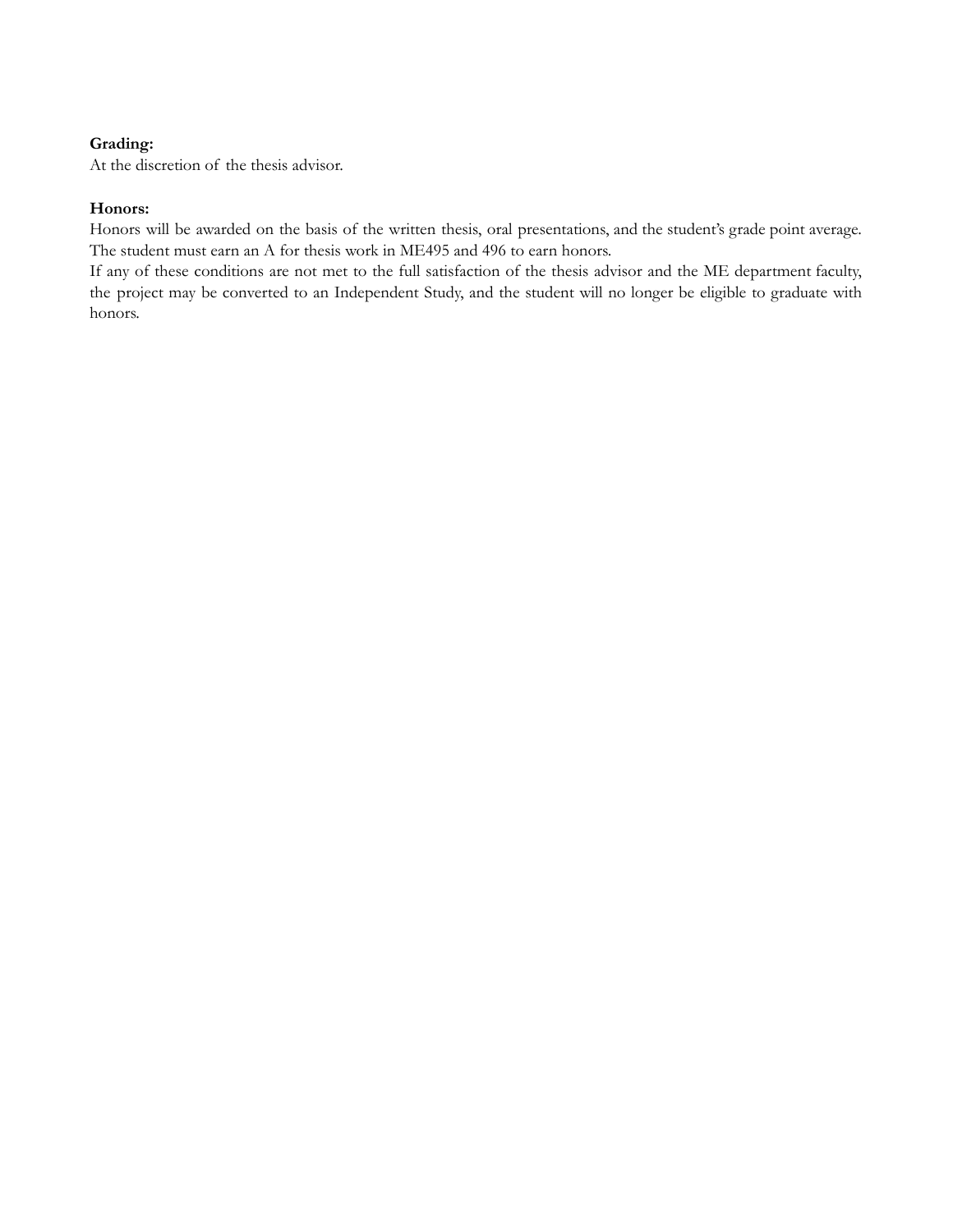**Grading:**
At the discretion of the thesis advisor.

**Honors:**
Honors will be awarded on the basis of the written thesis, oral presentations, and the student's grade point average. The student must earn an A for thesis work in ME495 and 496 to earn honors.
If any of these conditions are not met to the full satisfaction of the thesis advisor and the ME department faculty, the project may be converted to an Independent Study, and the student will no longer be eligible to graduate with honors.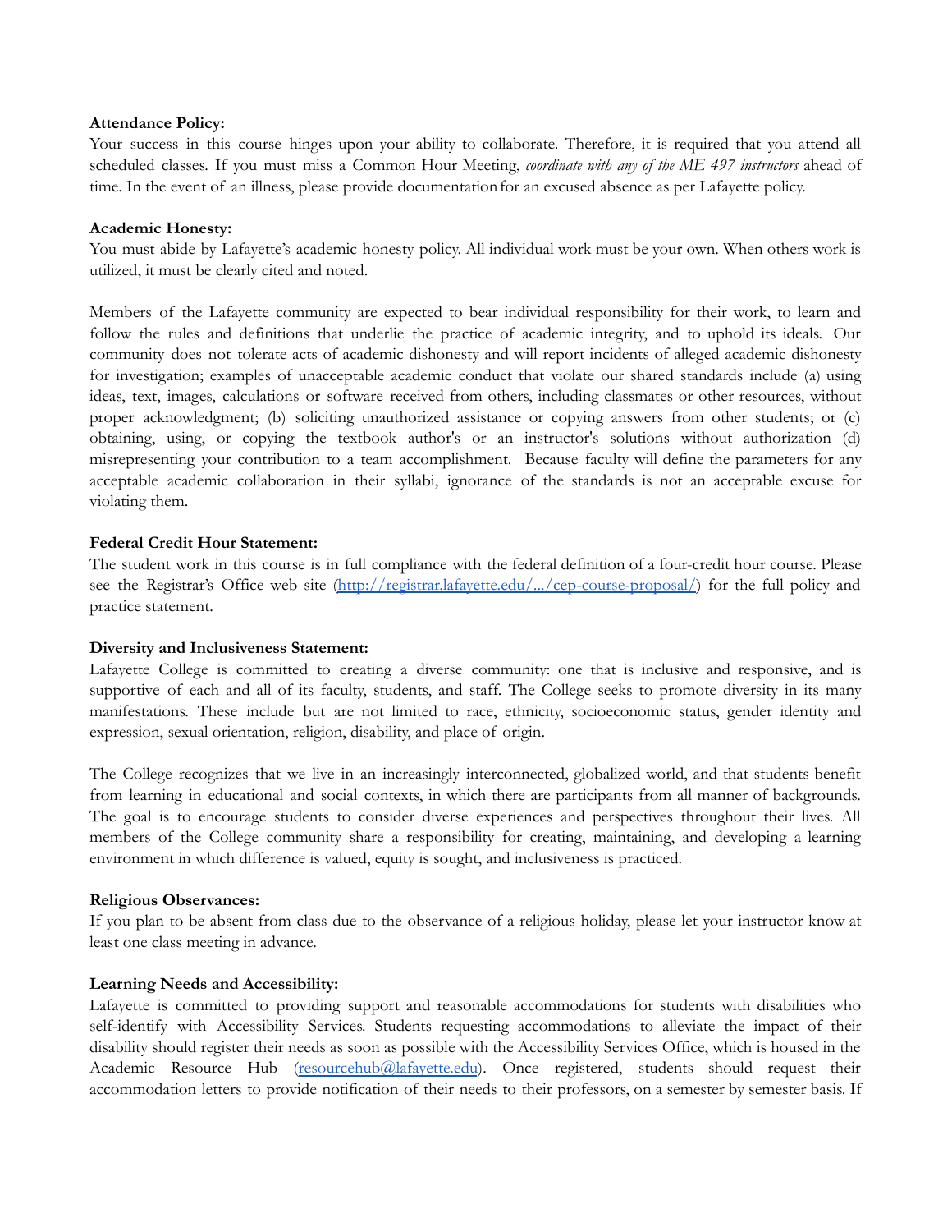**Attendance Policy:**
Your success in this course hinges upon your ability to collaborate. Therefore, it is required that you attend all scheduled classes. If you must miss a Common Hour Meeting, *coordinate with any of the ME 497 instructors* ahead of time. In the event of an illness, please provide documentation for an excused absence as per Lafayette policy.

**Academic Honesty:**
You must abide by Lafayette's academic honesty policy. All individual work must be your own. When others work is utilized, it must be clearly cited and noted.

Members of the Lafayette community are expected to bear individual responsibility for their work, to learn and follow the rules and definitions that underlie the practice of academic integrity, and to uphold its ideals. Our community does not tolerate acts of academic dishonesty and will report incidents of alleged academic dishonesty for investigation; examples of unacceptable academic conduct that violate our shared standards include (a) using ideas, text, images, calculations or software received from others, including classmates or other resources, without proper acknowledgment; (b) soliciting unauthorized assistance or copying answers from other students; or (c) obtaining, using, or copying the textbook author's or an instructor's solutions without authorization (d) misrepresenting your contribution to a team accomplishment. Because faculty will define the parameters for any acceptable academic collaboration in their syllabi, ignorance of the standards is not an acceptable excuse for violating them.

**Federal Credit Hour Statement:**
The student work in this course is in full compliance with the federal definition of a four-credit hour course. Please see the Registrar's Office web site ([http://registrar.lafayette.edu/.../cep-course-proposal/](http://registrar.lafayette.edu/.../cep-course-proposal/)) for the full policy and practice statement.

**Diversity and Inclusiveness Statement:**
Lafayette College is committed to creating a diverse community: one that is inclusive and responsive, and is supportive of each and all of its faculty, students, and staff. The College seeks to promote diversity in its many manifestations. These include but are not limited to race, ethnicity, socioeconomic status, gender identity and expression, sexual orientation, religion, disability, and place of origin.

The College recognizes that we live in an increasingly interconnected, globalized world, and that students benefit from learning in educational and social contexts, in which there are participants from all manner of backgrounds. The goal is to encourage students to consider diverse experiences and perspectives throughout their lives. All members of the College community share a responsibility for creating, maintaining, and developing a learning environment in which difference is valued, equity is sought, and inclusiveness is practiced.

**Religious Observances:**
If you plan to be absent from class due to the observance of a religious holiday, please let your instructor know at least one class meeting in advance.

**Learning Needs and Accessibility:**
Lafayette is committed to providing support and reasonable accommodations for students with disabilities who self-identify with Accessibility Services. Students requesting accommodations to alleviate the impact of their disability should register their needs as soon as possible with the Accessibility Services Office, which is housed in the Academic Resource Hub ([resourcehub@lafayette.edu](mailto:resourcehub@lafayette.edu)). Once registered, students should request their accommodation letters to provide notification of their needs to their professors, on a semester by semester basis. If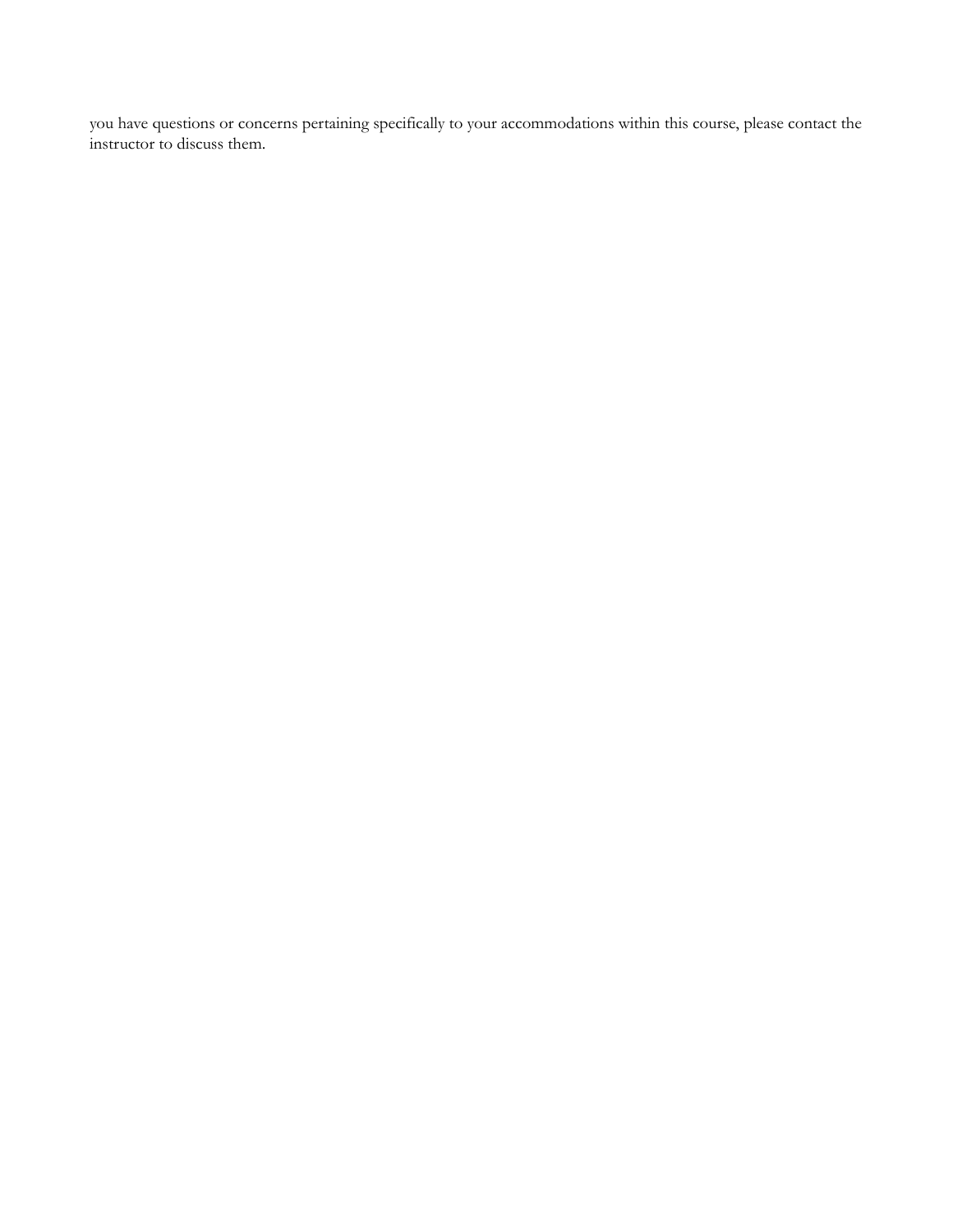you have questions or concerns pertaining specifically to your accommodations within this course, please contact the instructor to discuss them.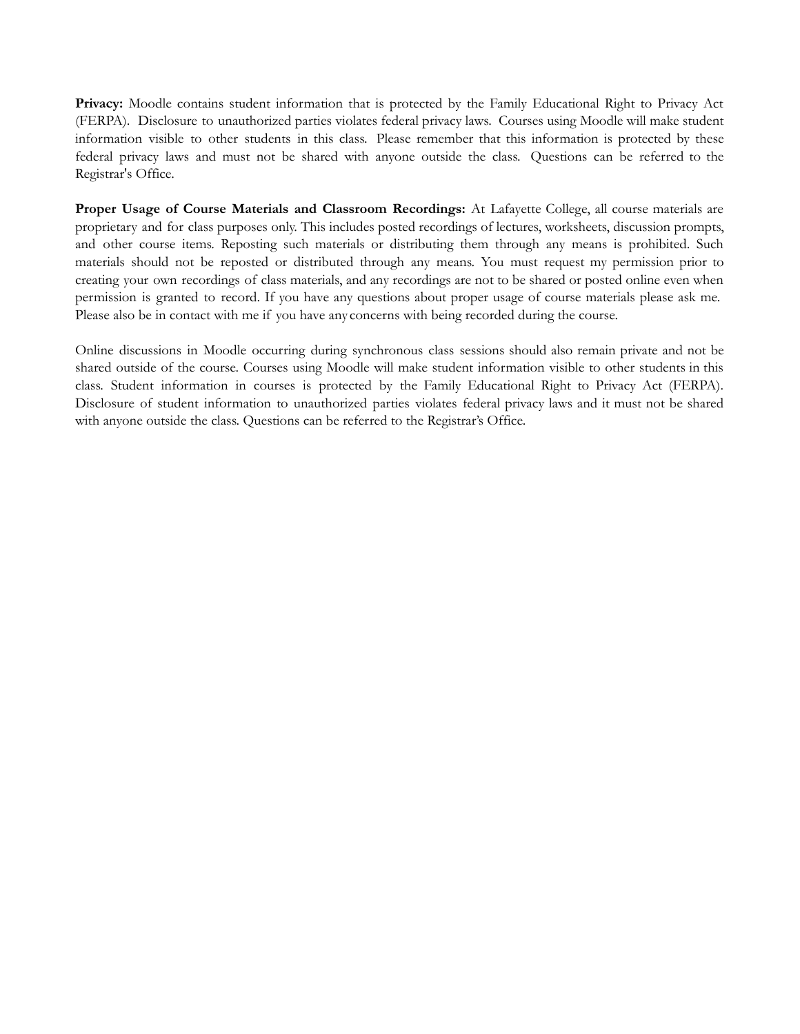**Privacy:** Moodle contains student information that is protected by the Family Educational Right to Privacy Act (FERPA). Disclosure to unauthorized parties violates federal privacy laws. Courses using Moodle will make student information visible to other students in this class. Please remember that this information is protected by these federal privacy laws and must not be shared with anyone outside the class. Questions can be referred to the Registrar's Office.

**Proper Usage of Course Materials and Classroom Recordings:** At Lafayette College, all course materials are proprietary and for class purposes only. This includes posted recordings of lectures, worksheets, discussion prompts, and other course items. Reposting such materials or distributing them through any means is prohibited. Such materials should not be reposted or distributed through any means. You must request my permission prior to creating your own recordings of class materials, and any recordings are not to be shared or posted online even when permission is granted to record. If you have any questions about proper usage of course materials please ask me. Please also be in contact with me if you have any concerns with being recorded during the course.

Online discussions in Moodle occurring during synchronous class sessions should also remain private and not be shared outside of the course. Courses using Moodle will make student information visible to other students in this class. Student information in courses is protected by the Family Educational Right to Privacy Act (FERPA). Disclosure of student information to unauthorized parties violates federal privacy laws and it must not be shared with anyone outside the class. Questions can be referred to the Registrar's Office.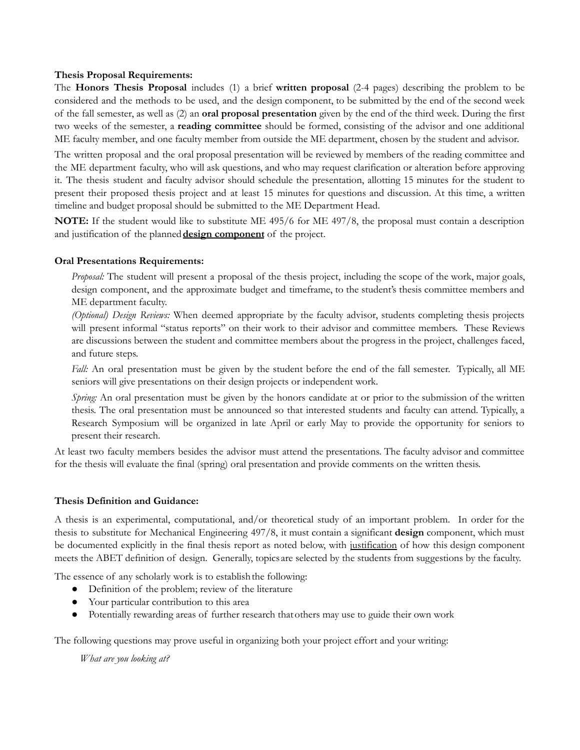**Thesis Proposal Requirements:**

The **Honors Thesis Proposal** includes (1) a brief **written proposal** (2-4 pages) describing the problem to be considered and the methods to be used, and the design component, to be submitted by the end of the second week of the fall semester, as well as (2) an **oral proposal presentation** given by the end of the third week. During the first two weeks of the semester, a **reading committee** should be formed, consisting of the advisor and one additional ME faculty member, and one faculty member from outside the ME department, chosen by the student and advisor.

The written proposal and the oral proposal presentation will be reviewed by members of the reading committee and the ME department faculty, who will ask questions, and who may request clarification or alteration before approving it. The thesis student and faculty advisor should schedule the presentation, allotting 15 minutes for the student to present their proposed thesis project and at least 15 minutes for questions and discussion. At this time, a written timeline and budget proposal should be submitted to the ME Department Head.

**NOTE:** If the student would like to substitute ME 495/6 for ME 497/8, the proposal must contain a description and justification of the planned **design component** of the project.

**Oral Presentations Requirements:**

*Proposal:* The student will present a proposal of the thesis project, including the scope of the work, major goals, design component, and the approximate budget and timeframe, to the student's thesis committee members and ME department faculty.

*(Optional) Design Reviews:* When deemed appropriate by the faculty advisor, students completing thesis projects will present informal "status reports" on their work to their advisor and committee members. These Reviews are discussions between the student and committee members about the progress in the project, challenges faced, and future steps.

*Fall:* An oral presentation must be given by the student before the end of the fall semester. Typically, all ME seniors will give presentations on their design projects or independent work.

*Spring:* An oral presentation must be given by the honors candidate at or prior to the submission of the written thesis. The oral presentation must be announced so that interested students and faculty can attend. Typically, a Research Symposium will be organized in late April or early May to provide the opportunity for seniors to present their research.

At least two faculty members besides the advisor must attend the presentations. The faculty advisor and committee for the thesis will evaluate the final (spring) oral presentation and provide comments on the written thesis.

**Thesis Definition and Guidance:**

A thesis is an experimental, computational, and/or theoretical study of an important problem. In order for the thesis to substitute for Mechanical Engineering 497/8, it must contain a significant **design** component, which must be documented explicitly in the final thesis report as noted below, with justification of how this design component meets the ABET definition of design. Generally, topics are selected by the students from suggestions by the faculty.

The essence of any scholarly work is to establish the following:

- Definition of the problem; review of the literature
- Your particular contribution to this area
- Potentially rewarding areas of further research that others may use to guide their own work

The following questions may prove useful in organizing both your project effort and your writing:

*What are you looking at?*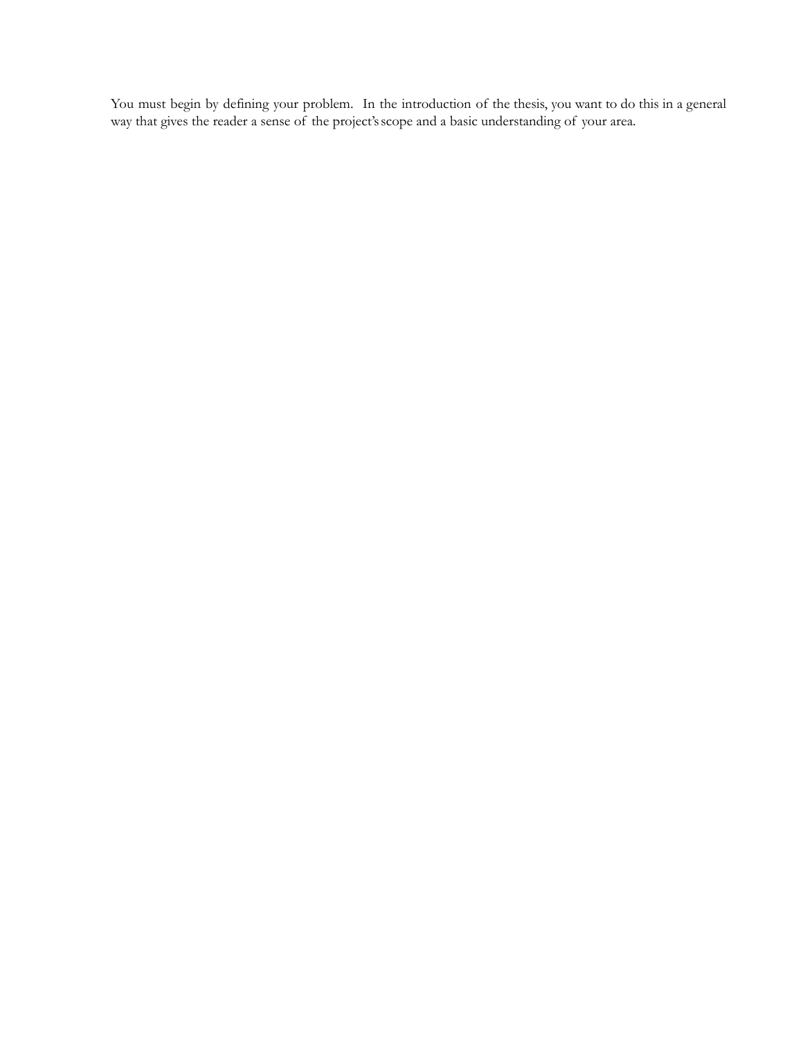You must begin by defining your problem. In the introduction of the thesis, you want to do this in a general way that gives the reader a sense of the project's scope and a basic understanding of your area.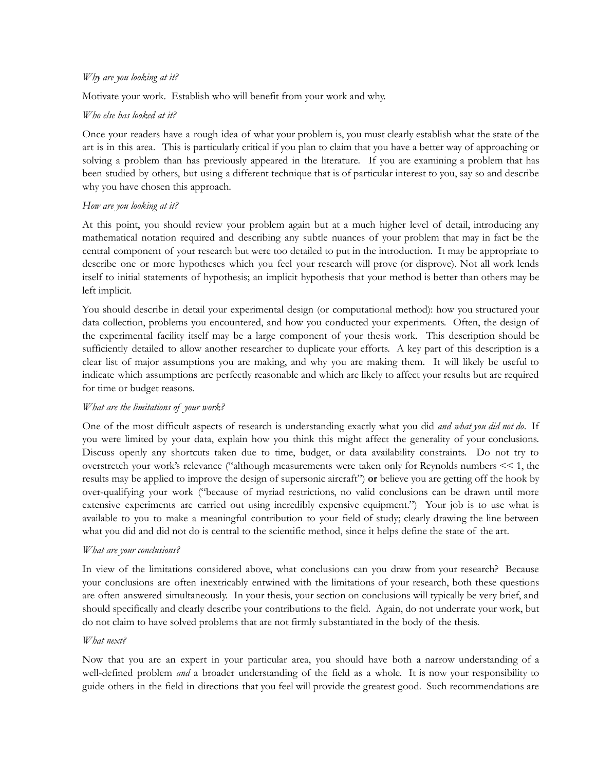*Why are you looking at it?*

Motivate your work. Establish who will benefit from your work and why.

*Who else has looked at it?*

Once your readers have a rough idea of what your problem is, you must clearly establish what the state of the art is in this area. This is particularly critical if you plan to claim that you have a better way of approaching or solving a problem than has previously appeared in the literature. If you are examining a problem that has been studied by others, but using a different technique that is of particular interest to you, say so and describe why you have chosen this approach.

*How are you looking at it?*

At this point, you should review your problem again but at a much higher level of detail, introducing any mathematical notation required and describing any subtle nuances of your problem that may in fact be the central component of your research but were too detailed to put in the introduction. It may be appropriate to describe one or more hypotheses which you feel your research will prove (or disprove). Not all work lends itself to initial statements of hypothesis; an implicit hypothesis that your method is better than others may be left implicit.

You should describe in detail your experimental design (or computational method): how you structured your data collection, problems you encountered, and how you conducted your experiments. Often, the design of the experimental facility itself may be a large component of your thesis work. This description should be sufficiently detailed to allow another researcher to duplicate your efforts. A key part of this description is a clear list of major assumptions you are making, and why you are making them. It will likely be useful to indicate which assumptions are perfectly reasonable and which are likely to affect your results but are required for time or budget reasons.

*What are the limitations of your work?*

One of the most difficult aspects of research is understanding exactly what you did *and what you did not do*. If you were limited by your data, explain how you think this might affect the generality of your conclusions. Discuss openly any shortcuts taken due to time, budget, or data availability constraints. Do not try to overstretch your work's relevance ("although measurements were taken only for Reynolds numbers << 1, the results may be applied to improve the design of supersonic aircraft") **or** believe you are getting off the hook by over-qualifying your work ("because of myriad restrictions, no valid conclusions can be drawn until more extensive experiments are carried out using incredibly expensive equipment.") Your job is to use what is available to you to make a meaningful contribution to your field of study; clearly drawing the line between what you did and did not do is central to the scientific method, since it helps define the state of the art.

*What are your conclusions?*

In view of the limitations considered above, what conclusions can you draw from your research? Because your conclusions are often inextricably entwined with the limitations of your research, both these questions are often answered simultaneously. In your thesis, your section on conclusions will typically be very brief, and should specifically and clearly describe your contributions to the field. Again, do not underrate your work, but do not claim to have solved problems that are not firmly substantiated in the body of the thesis.

*What next?*

Now that you are an expert in your particular area, you should have both a narrow understanding of a well-defined problem *and* a broader understanding of the field as a whole. It is now your responsibility to guide others in the field in directions that you feel will provide the greatest good. Such recommendations are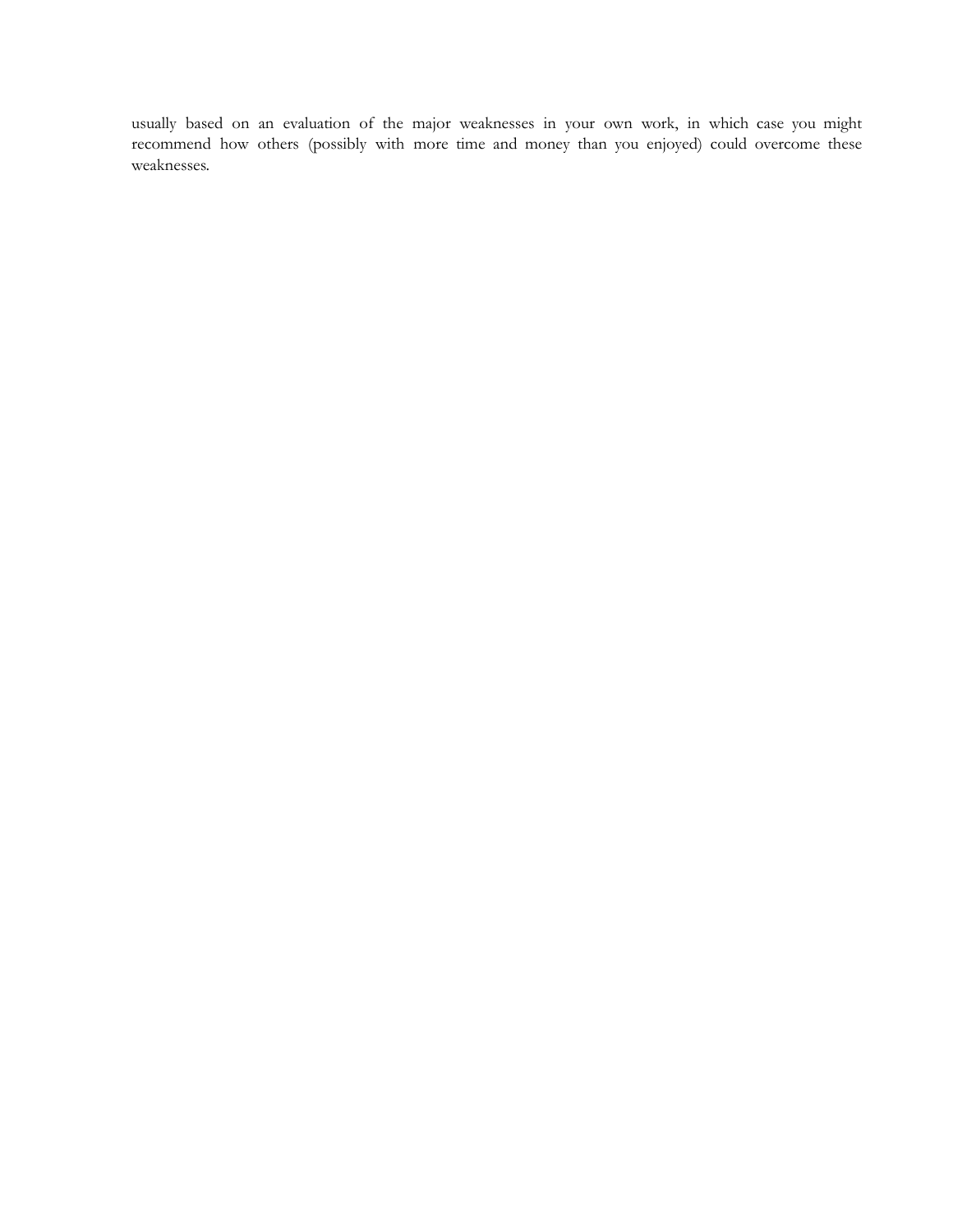usually based on an evaluation of the major weaknesses in your own work, in which case you might recommend how others (possibly with more time and money than you enjoyed) could overcome these weaknesses.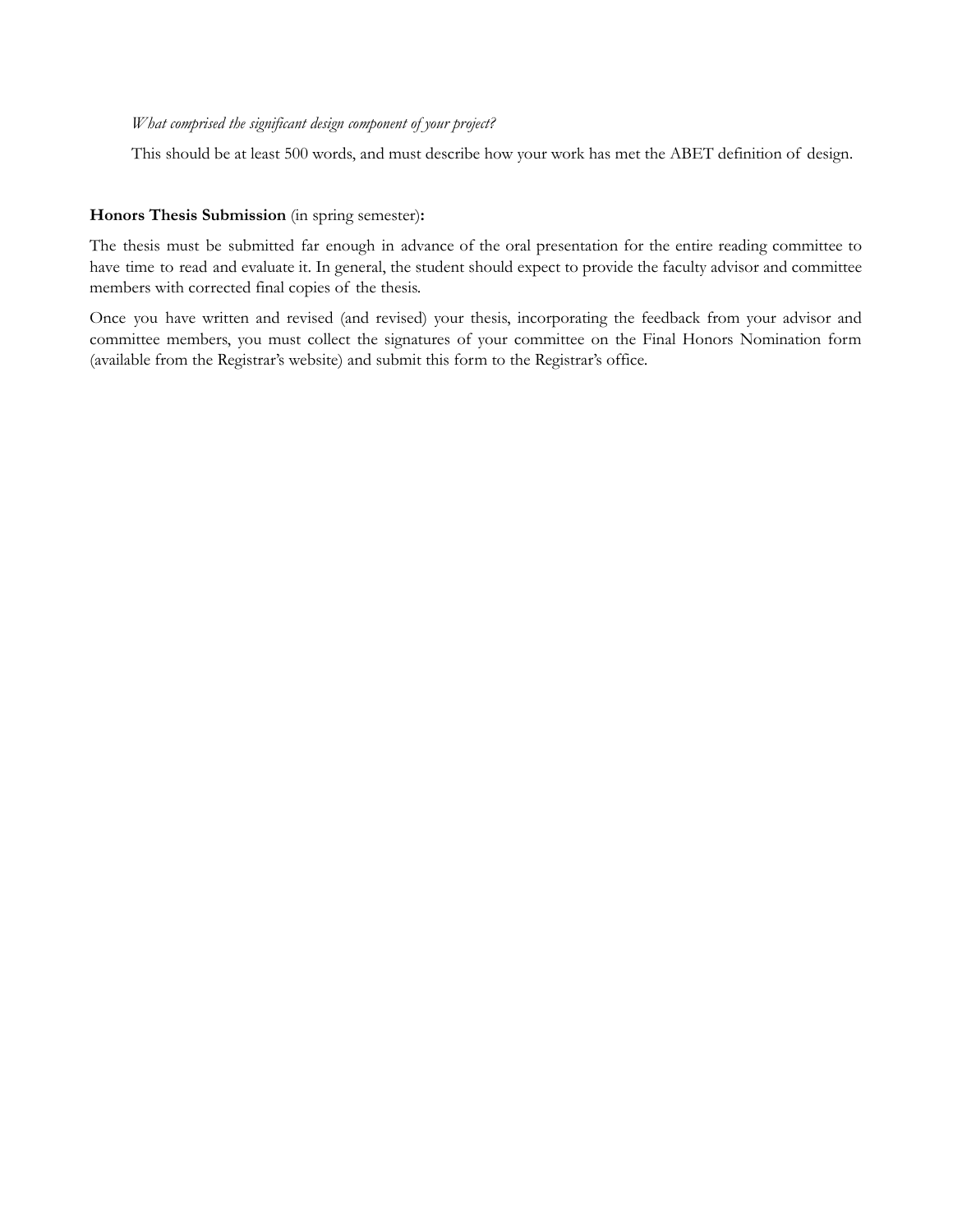*What comprised the significant design component of your project?*

This should be at least 500 words, and must describe how your work has met the ABET definition of design.

**Honors Thesis Submission** (in spring semester)**:**

The thesis must be submitted far enough in advance of the oral presentation for the entire reading committee to have time to read and evaluate it. In general, the student should expect to provide the faculty advisor and committee members with corrected final copies of the thesis.

Once you have written and revised (and revised) your thesis, incorporating the feedback from your advisor and committee members, you must collect the signatures of your committee on the Final Honors Nomination form (available from the Registrar's website) and submit this form to the Registrar's office.